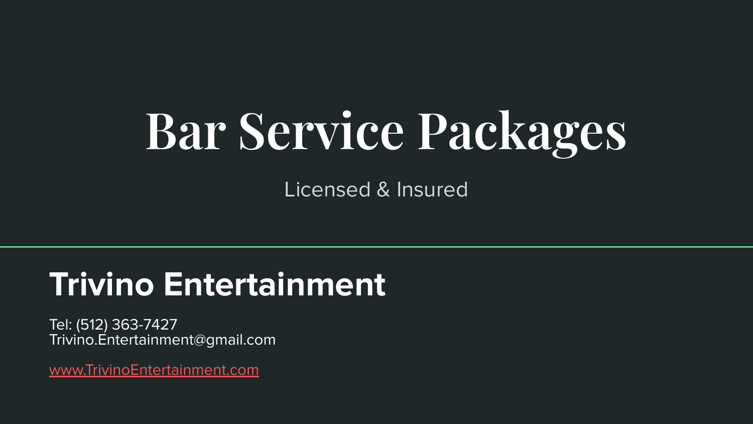# Bar Service Packages

Licensed & Insured

## Trivino Entertainment

Tel: (512) 363-7427
Trivino.Entertainment@gmail.com

[www.TrivinoEntertainment.com](http://www.TrivinoEntertainment.com)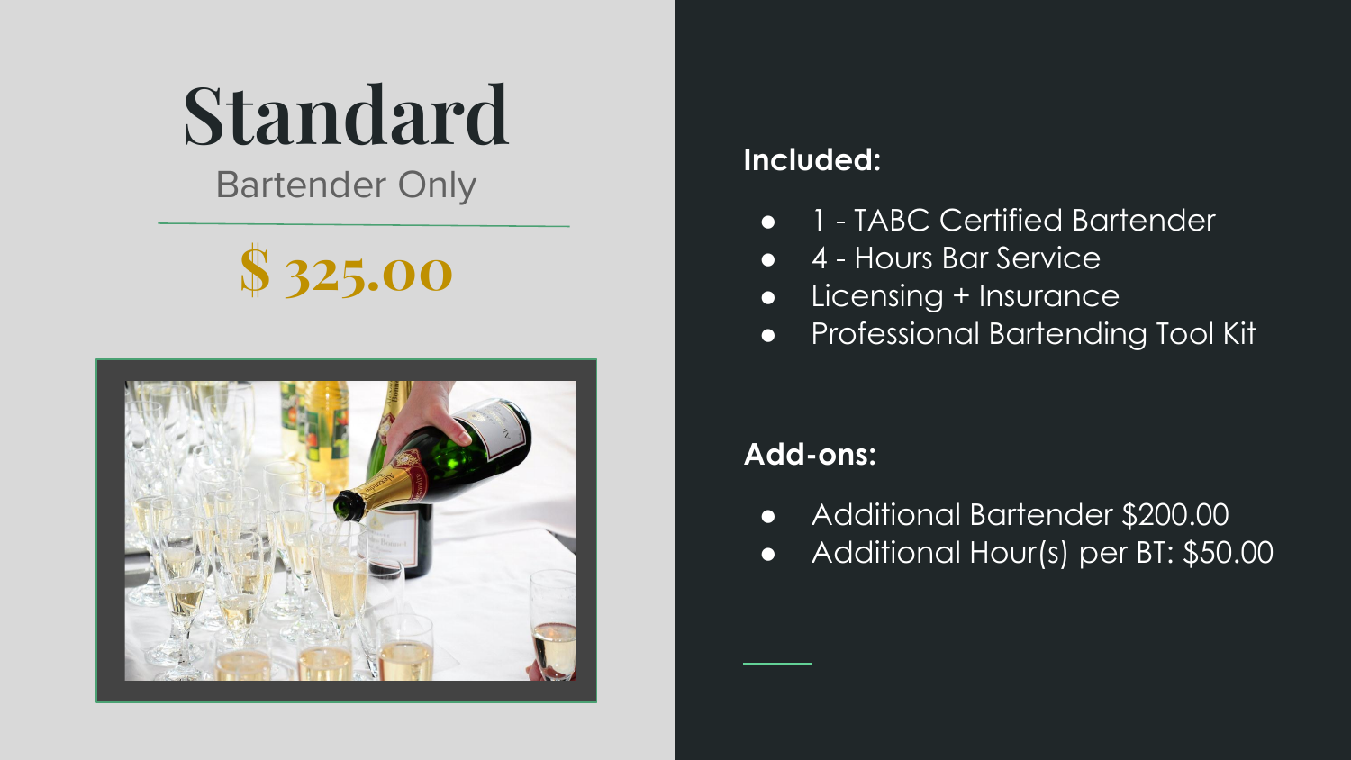# Standard

Bartender Only

## $ 325.00

**Included:**

- 1 - TABC Certified Bartender
- 4 - Hours Bar Service
- Licensing + Insurance
- Professional Bartending Tool Kit

**Add-ons:**

- Additional Bartender $200.00
- Additional Hour(s) per BT: $50.00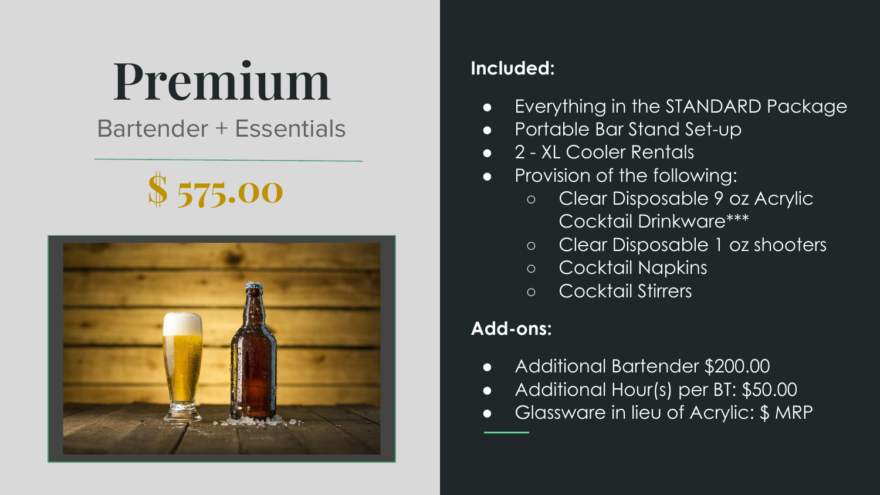# Premium

Bartender + Essentials

## $ 575.00

**Included:**

- Everything in the STANDARD Package
- Portable Bar Stand Set-up
- 2 - XL Cooler Rentals
- Provision of the following:
  - Clear Disposable 9 oz Acrylic Cocktail Drinkware***
  - Clear Disposable 1 oz shooters
  - Cocktail Napkins
  - Cocktail Stirrers

**Add-ons:**

- Additional Bartender $200.00
- Additional Hour(s) per BT: $50.00
- Glassware in lieu of Acrylic: $ MRP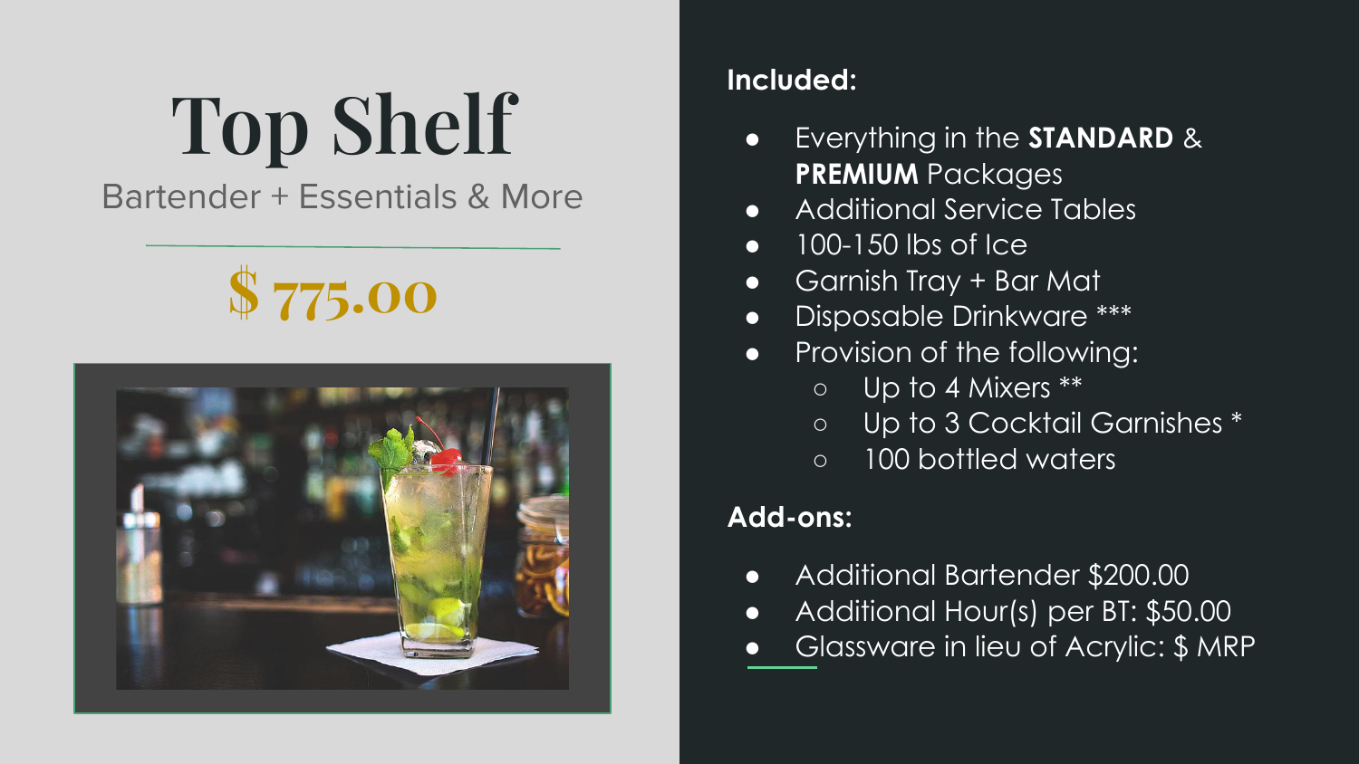# Top Shelf

Bartender + Essentials & More

**$ 775.00**

**Included:**

- Everything in the **STANDARD** & **PREMIUM** Packages
- Additional Service Tables
- 100-150 lbs of Ice
- Garnish Tray + Bar Mat
- Disposable Drinkware ***
- Provision of the following:
  - Up to 4 Mixers **
  - Up to 3 Cocktail Garnishes *
  - 100 bottled waters

**Add-ons:**

- Additional Bartender $200.00
- Additional Hour(s) per BT: $50.00
- Glassware in lieu of Acrylic: $ MRP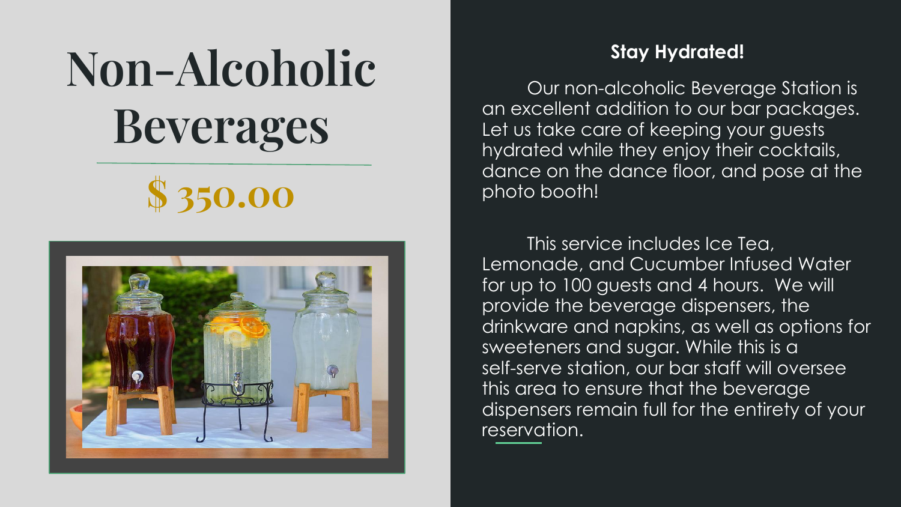# Non-Alcoholic Beverages

## $ 350.00

**Stay Hydrated!**

Our non-alcoholic Beverage Station is an excellent addition to our bar packages. Let us take care of keeping your guests hydrated while they enjoy their cocktails, dance on the dance floor, and pose at the photo booth!

This service includes Ice Tea, Lemonade, and Cucumber Infused Water for up to 100 guests and 4 hours. We will provide the beverage dispensers, the drinkware and napkins, as well as options for sweeteners and sugar. While this is a self-serve station, our bar staff will oversee this area to ensure that the beverage dispensers remain full for the entirety of your reservation.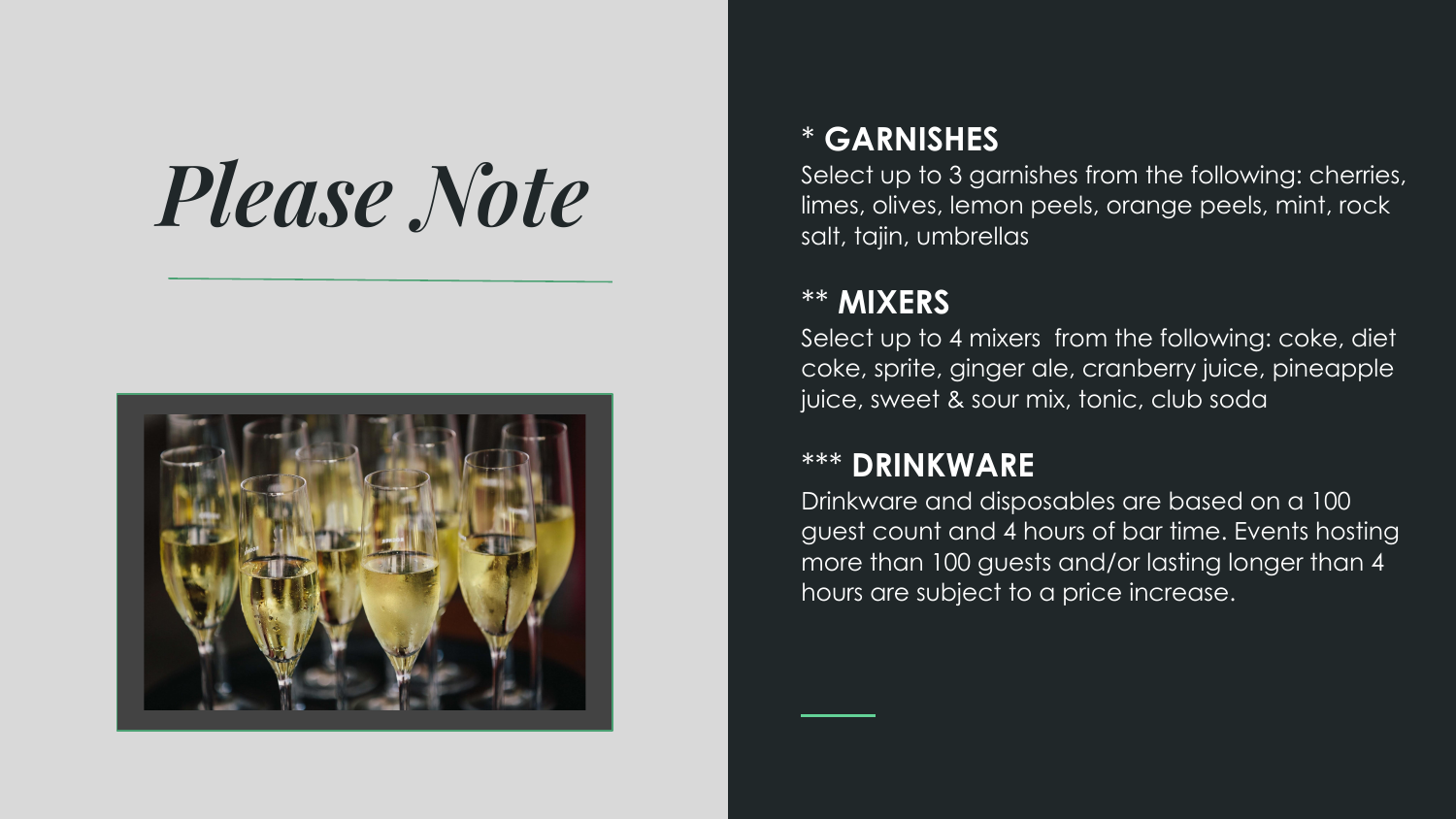# *Please Note*

### * GARNISHES

Select up to 3 garnishes from the following: cherries, limes, olives, lemon peels, orange peels, mint, rock salt, tajin, umbrellas

### ** MIXERS

Select up to 4 mixers from the following: coke, diet coke, sprite, ginger ale, cranberry juice, pineapple juice, sweet & sour mix, tonic, club soda

### *** DRINKWARE

Drinkware and disposables are based on a 100 guest count and 4 hours of bar time. Events hosting more than 100 guests and/or lasting longer than 4 hours are subject to a price increase.